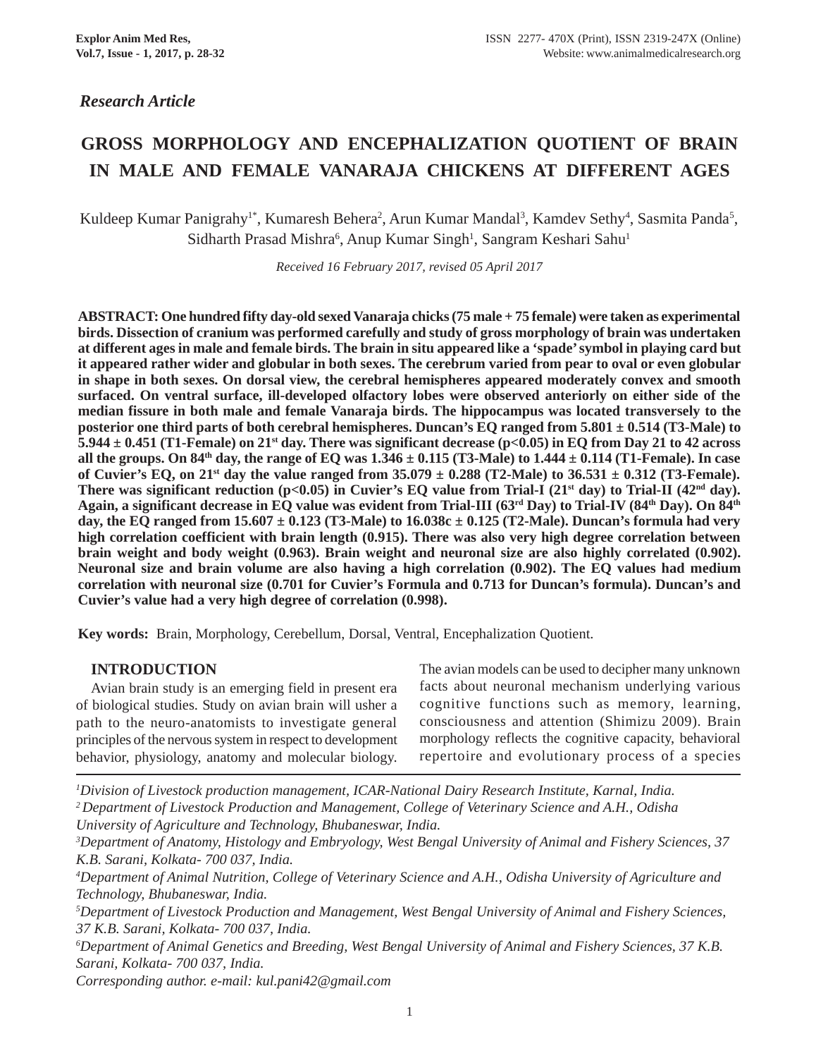*Research Article*

# GROSS MORPHOLOGY AND ENCEPHALIZATION QUOTIENT OF BRAIN IN MALE AND FEMALE VANARAJA CHICKENS AT DIFFERENT AGES

Kuldeep Kumar Panigrahy[1*], Kumaresh Behera[2], Arun Kumar Mandal[3], Kamdev Sethy[4], Sasmita Panda[5], Sidharth Prasad Mishra[6], Anup Kumar Singh[1], Sangram Keshari Sahu[1]

*Received 16 February 2017, revised 05 April 2017*

**ABSTRACT: One hundred fifty day-old sexed Vanaraja chicks (75 male + 75 female) were taken as experimental birds. Dissection of cranium was performed carefully and study of gross morphology of brain was undertaken at different ages in male and female birds. The brain in situ appeared like a 'spade' symbol in playing card but it appeared rather wider and globular in both sexes. The cerebrum varied from pear to oval or even globular in shape in both sexes. On dorsal view, the cerebral hemispheres appeared moderately convex and smooth surfaced. On ventral surface, ill-developed olfactory lobes were observed anteriorly on either side of the median fissure in both male and female Vanaraja birds. The hippocampus was located transversely to the posterior one third parts of both cerebral hemispheres. Duncan's EQ ranged from 5.801 ± 0.514 (T3-Male) to 5.944 ± 0.451 (T1-Female) on 21$^{st}$ day. There was significant decrease ($p<0.05$) in EQ from Day 21 to 42 across all the groups. On 84$^{th}$ day, the range of EQ was 1.346 ± 0.115 (T3-Male) to 1.444 ± 0.114 (T1-Female). In case of Cuvier's EQ, on 21$^{st}$ day the value ranged from 35.079 ± 0.288 (T2-Male) to 36.531 ± 0.312 (T3-Female). There was significant reduction ($p<0.05$) in Cuvier's EQ value from Trial-I (21$^{st}$ day) to Trial-II (42$^{nd}$ day). Again, a significant decrease in EQ value was evident from Trial-III (63$^{rd}$ Day) to Trial-IV (84$^{th}$ Day). On 84$^{th}$ day, the EQ ranged from 15.607 ± 0.123 (T3-Male) to 16.038c ± 0.125 (T2-Male). Duncan's formula had very high correlation coefficient with brain length (0.915). There was also very high degree correlation between brain weight and body weight (0.963). Brain weight and neuronal size are also highly correlated (0.902). Neuronal size and brain volume are also having a high correlation (0.902). The EQ values had medium correlation with neuronal size (0.701 for Cuvier's Formula and 0.713 for Duncan's formula). Duncan's and Cuvier's value had a very high degree of correlation (0.998).**

**Key words:** Brain, Morphology, Cerebellum, Dorsal, Ventral, Encephalization Quotient.

## INTRODUCTION

Avian brain study is an emerging field in present era of biological studies. Study on avian brain will usher a path to the neuro-anatomists to investigate general principles of the nervous system in respect to development behavior, physiology, anatomy and molecular biology. The avian models can be used to decipher many unknown facts about neuronal mechanism underlying various cognitive functions such as memory, learning, consciousness and attention (Shimizu 2009). Brain morphology reflects the cognitive capacity, behavioral repertoire and evolutionary process of a species

---

*[1]Division of Livestock production management, ICAR-National Dairy Research Institute, Karnal, India.*
*[2] Department of Livestock Production and Management, College of Veterinary Science and A.H., Odisha University of Agriculture and Technology, Bhubaneswar, India.*
*[3]Department of Anatomy, Histology and Embryology, West Bengal University of Animal and Fishery Sciences, 37 K.B. Sarani, Kolkata- 700 037, India.*
*[4]Department of Animal Nutrition, College of Veterinary Science and A.H., Odisha University of Agriculture and Technology, Bhubaneswar, India.*
*[5]Department of Livestock Production and Management, West Bengal University of Animal and Fishery Sciences, 37 K.B. Sarani, Kolkata- 700 037, India.*
*[6]Department of Animal Genetics and Breeding, West Bengal University of Animal and Fishery Sciences, 37 K.B. Sarani, Kolkata- 700 037, India.*
*Corresponding author. e-mail: kul.pani42@gmail.com*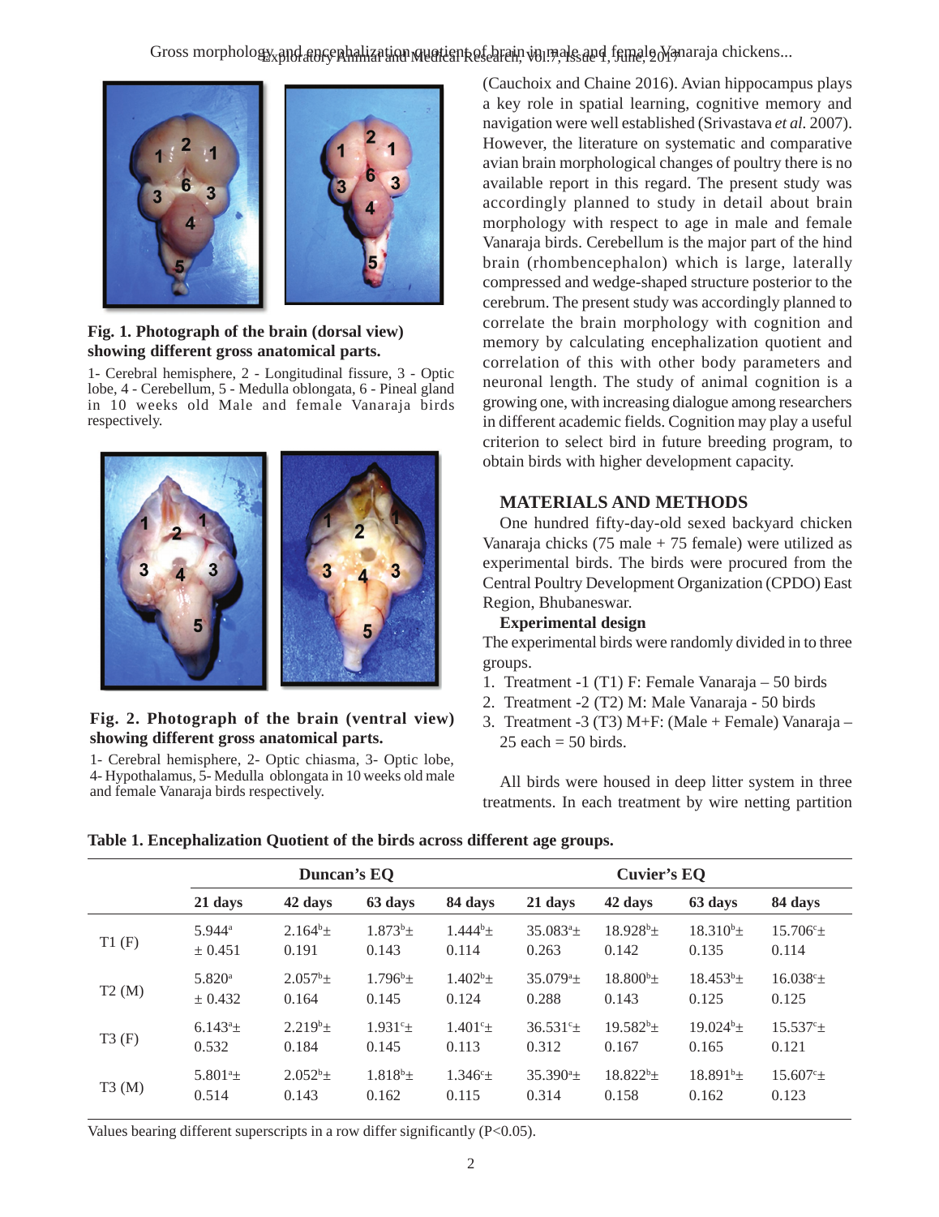**Fig. 1. Photograph of the brain (dorsal view) showing different gross anatomical parts.**

1- Cerebral hemisphere, 2 - Longitudinal fissure, 3 - Optic lobe, 4 - Cerebellum, 5 - Medulla oblongata, 6 - Pineal gland in 10 weeks old Male and female Vanaraja birds respectively.

**Fig. 2. Photograph of the brain (ventral view) showing different gross anatomical parts.**

1- Cerebral hemisphere, 2- Optic chiasma, 3- Optic lobe, 4- Hypothalamus, 5- Medulla oblongata in 10 weeks old male and female Vanaraja birds respectively.

(Cauchoix and Chaine 2016). Avian hippocampus plays a key role in spatial learning, cognitive memory and navigation were well established (Srivastava *et al.* 2007). However, the literature on systematic and comparative avian brain morphological changes of poultry there is no available report in this regard. The present study was accordingly planned to study in detail about brain morphology with respect to age in male and female Vanaraja birds. Cerebellum is the major part of the hind brain (rhombencephalon) which is large, laterally compressed and wedge-shaped structure posterior to the cerebrum. The present study was accordingly planned to correlate the brain morphology with cognition and memory by calculating encephalization quotient and correlation of this with other body parameters and neuronal length. The study of animal cognition is a growing one, with increasing dialogue among researchers in different academic fields. Cognition may play a useful criterion to select bird in future breeding program, to obtain birds with higher development capacity.

## MATERIALS AND METHODS

One hundred fifty-day-old sexed backyard chicken Vanaraja chicks (75 male + 75 female) were utilized as experimental birds. The birds were procured from the Central Poultry Development Organization (CPDO) East Region, Bhubaneswar.

**Experimental design**

The experimental birds were randomly divided in to three groups.

1. Treatment -1 (T1) F: Female Vanaraja – 50 birds
2. Treatment -2 (T2) M: Male Vanaraja - 50 birds
3. Treatment -3 (T3) M+F: (Male + Female) Vanaraja – 25 each = 50 birds.

All birds were housed in deep litter system in three treatments. In each treatment by wire netting partition

**Table 1. Encephalization Quotient of the birds across different age groups.**

| | Duncan's EQ | | | | Cuvier's EQ | | | |
|---|---|---|---|---|---|---|---|---|
| | 21 days | 42 days | 63 days | 84 days | 21 days | 42 days | 63 days | 84 days |
| T1 (F) | $5.944^{a}$ ± 0.451 | $2.164^{b}$± 0.191 | $1.873^{b}$± 0.143 | $1.444^{b}$± 0.114 | $35.083^{a}$± 0.263 | $18.928^{b}$± 0.142 | $18.310^{b}$± 0.135 | $15.706^{c}$± 0.114 |
| T2 (M) | $5.820^{a}$ ± 0.432 | $2.057^{b}$± 0.164 | $1.796^{b}$± 0.145 | $1.402^{b}$± 0.124 | $35.079^{a}$± 0.288 | $18.800^{b}$± 0.143 | $18.453^{b}$± 0.125 | $16.038^{c}$± 0.125 |
| T3 (F) | $6.143^{a}$± 0.532 | $2.219^{b}$± 0.184 | $1.931^{c}$± 0.145 | $1.401^{c}$± 0.113 | $36.531^{c}$± 0.312 | $19.582^{b}$± 0.167 | $19.024^{b}$± 0.165 | $15.537^{c}$± 0.121 |
| T3 (M) | $5.801^{a}$± 0.514 | $2.052^{b}$± 0.143 | $1.818^{b}$± 0.162 | $1.346^{c}$± 0.115 | $35.390^{a}$± 0.314 | $18.822^{b}$± 0.158 | $18.891^{b}$± 0.162 | $15.607^{c}$± 0.123 |

Values bearing different superscripts in a row differ significantly ($P<0.05$).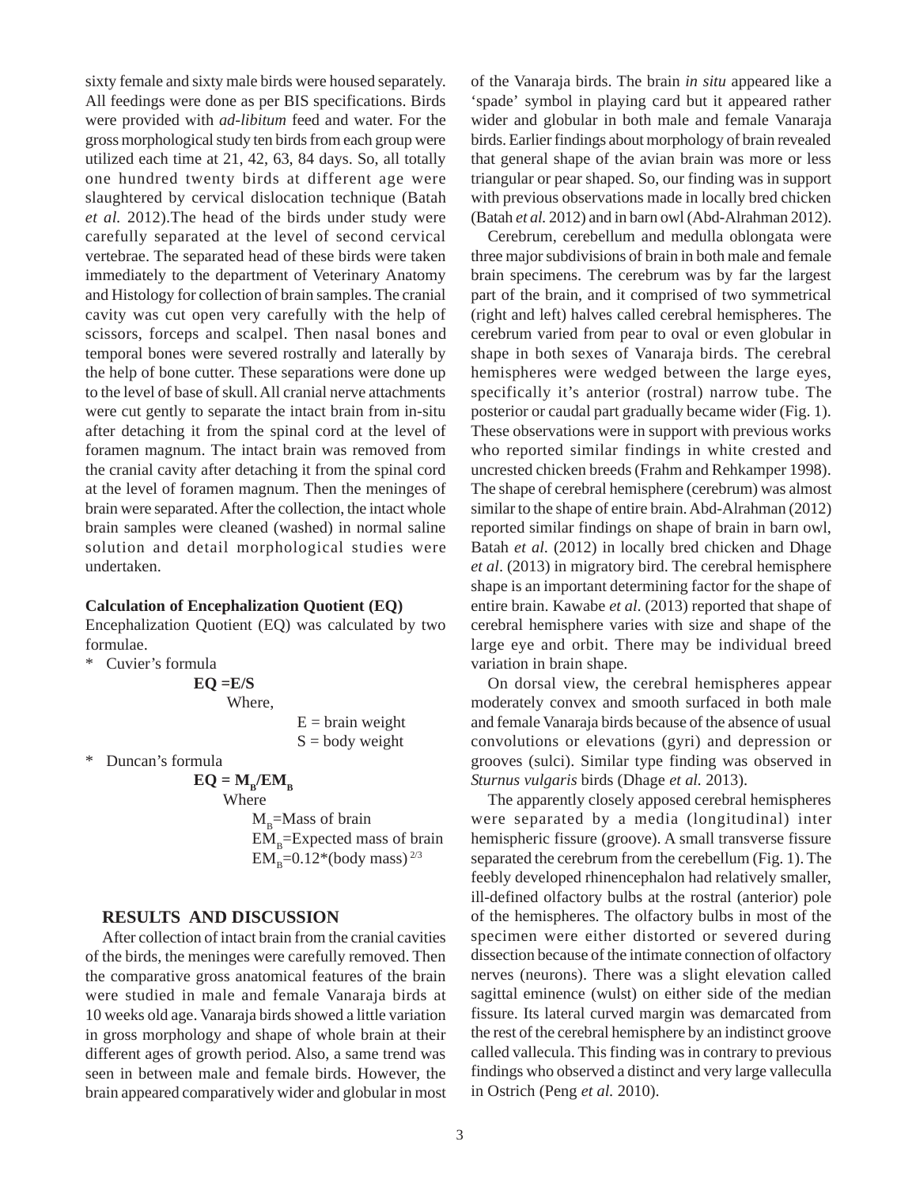sixty female and sixty male birds were housed separately. All feedings were done as per BIS specifications. Birds were provided with *ad-libitum* feed and water. For the gross morphological study ten birds from each group were utilized each time at 21, 42, 63, 84 days. So, all totally one hundred twenty birds at different age were slaughtered by cervical dislocation technique (Batah *et al.* 2012).The head of the birds under study were carefully separated at the level of second cervical vertebrae. The separated head of these birds were taken immediately to the department of Veterinary Anatomy and Histology for collection of brain samples. The cranial cavity was cut open very carefully with the help of scissors, forceps and scalpel. Then nasal bones and temporal bones were severed rostrally and laterally by the help of bone cutter. These separations were done up to the level of base of skull. All cranial nerve attachments were cut gently to separate the intact brain from in-situ after detaching it from the spinal cord at the level of foramen magnum. The intact brain was removed from the cranial cavity after detaching it from the spinal cord at the level of foramen magnum. Then the meninges of brain were separated. After the collection, the intact whole brain samples were cleaned (washed) in normal saline solution and detail morphological studies were undertaken.

**Calculation of Encephalization Quotient (EQ)**

Encephalization Quotient (EQ) was calculated by two formulae.

\* Cuvier's formula

$$EQ = E/S$$

Where,

E = brain weight

S = body weight

\* Duncan's formula

$$EQ = M_B/EM_B$$

Where

$M_B$=Mass of brain

$EM_B$=Expected mass of brain

$EM_B$=0.12\*(body mass)$^{2/3}$

## RESULTS AND DISCUSSION

After collection of intact brain from the cranial cavities of the birds, the meninges were carefully removed. Then the comparative gross anatomical features of the brain were studied in male and female Vanaraja birds at 10 weeks old age. Vanaraja birds showed a little variation in gross morphology and shape of whole brain at their different ages of growth period. Also, a same trend was seen in between male and female birds. However, the brain appeared comparatively wider and globular in most of the Vanaraja birds. The brain *in situ* appeared like a 'spade' symbol in playing card but it appeared rather wider and globular in both male and female Vanaraja birds. Earlier findings about morphology of brain revealed that general shape of the avian brain was more or less triangular or pear shaped. So, our finding was in support with previous observations made in locally bred chicken (Batah *et al.* 2012) and in barn owl (Abd-Alrahman 2012).

Cerebrum, cerebellum and medulla oblongata were three major subdivisions of brain in both male and female brain specimens. The cerebrum was by far the largest part of the brain, and it comprised of two symmetrical (right and left) halves called cerebral hemispheres. The cerebrum varied from pear to oval or even globular in shape in both sexes of Vanaraja birds. The cerebral hemispheres were wedged between the large eyes, specifically it's anterior (rostral) narrow tube. The posterior or caudal part gradually became wider (Fig. 1). These observations were in support with previous works who reported similar findings in white crested and uncrested chicken breeds (Frahm and Rehkamper 1998). The shape of cerebral hemisphere (cerebrum) was almost similar to the shape of entire brain. Abd-Alrahman (2012) reported similar findings on shape of brain in barn owl, Batah *et al.* (2012) in locally bred chicken and Dhage *et al*. (2013) in migratory bird. The cerebral hemisphere shape is an important determining factor for the shape of entire brain. Kawabe *et al*. (2013) reported that shape of cerebral hemisphere varies with size and shape of the large eye and orbit. There may be individual breed variation in brain shape.

On dorsal view, the cerebral hemispheres appear moderately convex and smooth surfaced in both male and female Vanaraja birds because of the absence of usual convolutions or elevations (gyri) and depression or grooves (sulci). Similar type finding was observed in *Sturnus vulgaris* birds (Dhage *et al.* 2013).

The apparently closely apposed cerebral hemispheres were separated by a media (longitudinal) inter hemispheric fissure (groove). A small transverse fissure separated the cerebrum from the cerebellum (Fig. 1). The feebly developed rhinencephalon had relatively smaller, ill-defined olfactory bulbs at the rostral (anterior) pole of the hemispheres. The olfactory bulbs in most of the specimen were either distorted or severed during dissection because of the intimate connection of olfactory nerves (neurons). There was a slight elevation called sagittal eminence (wulst) on either side of the median fissure. Its lateral curved margin was demarcated from the rest of the cerebral hemisphere by an indistinct groove called vallecula. This finding was in contrary to previous findings who observed a distinct and very large valleculla in Ostrich (Peng *et al.* 2010).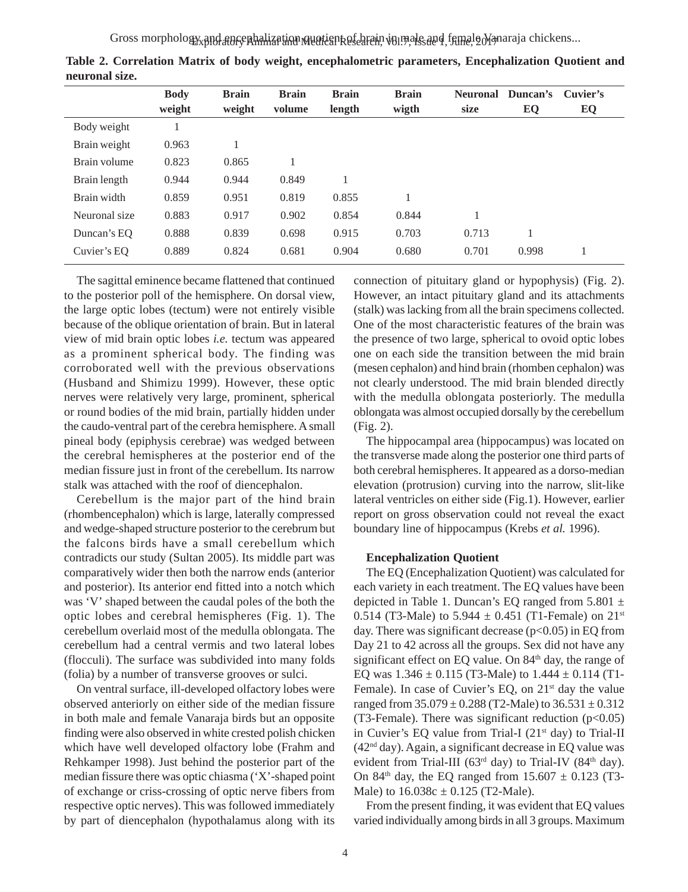**Table 2. Correlation Matrix of body weight, encephalometric parameters, Encephalization Quotient and neuronal size.**

| | Body weight | Brain weight | Brain volume | Brain length | Brain wigth | Neuronal size | Duncan's EQ | Cuvier's EQ |
|---|---|---|---|---|---|---|---|---|
| Body weight | 1 | | | | | | | |
| Brain weight | 0.963 | 1 | | | | | | |
| Brain volume | 0.823 | 0.865 | 1 | | | | | |
| Brain length | 0.944 | 0.944 | 0.849 | 1 | | | | |
| Brain width | 0.859 | 0.951 | 0.819 | 0.855 | 1 | | | |
| Neuronal size | 0.883 | 0.917 | 0.902 | 0.854 | 0.844 | 1 | | |
| Duncan's EQ | 0.888 | 0.839 | 0.698 | 0.915 | 0.703 | 0.713 | 1 | |
| Cuvier's EQ | 0.889 | 0.824 | 0.681 | 0.904 | 0.680 | 0.701 | 0.998 | 1 |

The sagittal eminence became flattened that continued to the posterior poll of the hemisphere. On dorsal view, the large optic lobes (tectum) were not entirely visible because of the oblique orientation of brain. But in lateral view of mid brain optic lobes *i.e.* tectum was appeared as a prominent spherical body. The finding was corroborated well with the previous observations (Husband and Shimizu 1999). However, these optic nerves were relatively very large, prominent, spherical or round bodies of the mid brain, partially hidden under the caudo-ventral part of the cerebra hemisphere. A small pineal body (epiphysis cerebrae) was wedged between the cerebral hemispheres at the posterior end of the median fissure just in front of the cerebellum. Its narrow stalk was attached with the roof of diencephalon.

Cerebellum is the major part of the hind brain (rhombencephalon) which is large, laterally compressed and wedge-shaped structure posterior to the cerebrum but the falcons birds have a small cerebellum which contradicts our study (Sultan 2005). Its middle part was comparatively wider then both the narrow ends (anterior and posterior). Its anterior end fitted into a notch which was 'V' shaped between the caudal poles of the both the optic lobes and cerebral hemispheres (Fig. 1). The cerebellum overlaid most of the medulla oblongata. The cerebellum had a central vermis and two lateral lobes (flocculi). The surface was subdivided into many folds (folia) by a number of transverse grooves or sulci.

On ventral surface, ill-developed olfactory lobes were observed anteriorly on either side of the median fissure in both male and female Vanaraja birds but an opposite finding were also observed in white crested polish chicken which have well developed olfactory lobe (Frahm and Rehkamper 1998). Just behind the posterior part of the median fissure there was optic chiasma ('X'-shaped point of exchange or criss-crossing of optic nerve fibers from respective optic nerves). This was followed immediately by part of diencephalon (hypothalamus along with its connection of pituitary gland or hypophysis) (Fig. 2). However, an intact pituitary gland and its attachments (stalk) was lacking from all the brain specimens collected. One of the most characteristic features of the brain was the presence of two large, spherical to ovoid optic lobes one on each side the transition between the mid brain (mesen cephalon) and hind brain (rhomben cephalon) was not clearly understood. The mid brain blended directly with the medulla oblongata posteriorly. The medulla oblongata was almost occupied dorsally by the cerebellum (Fig. 2).

The hippocampal area (hippocampus) was located on the transverse made along the posterior one third parts of both cerebral hemispheres. It appeared as a dorso-median elevation (protrusion) curving into the narrow, slit-like lateral ventricles on either side (Fig.1). However, earlier report on gross observation could not reveal the exact boundary line of hippocampus (Krebs *et al.* 1996).

#### Encephalization Quotient

The EQ (Encephalization Quotient) was calculated for each variety in each treatment. The EQ values have been depicted in Table 1. Duncan's EQ ranged from $5.801 \pm 0.514$ (T3-Male) to $5.944 \pm 0.451$ (T1-Female) on 21st day. There was significant decrease ($p<0.05$) in EQ from Day 21 to 42 across all the groups. Sex did not have any significant effect on EQ value. On 84th day, the range of EQ was $1.346 \pm 0.115$ (T3-Male) to $1.444 \pm 0.114$ (T1-Female). In case of Cuvier's EQ, on 21st day the value ranged from $35.079 \pm 0.288$ (T2-Male) to $36.531 \pm 0.312$ (T3-Female). There was significant reduction ($p<0.05$) in Cuvier's EQ value from Trial-I (21st day) to Trial-II (42nd day). Again, a significant decrease in EQ value was evident from Trial-III (63rd day) to Trial-IV (84th day). On 84th day, the EQ ranged from $15.607 \pm 0.123$ (T3-Male) to $16.038c \pm 0.125$ (T2-Male).

From the present finding, it was evident that EQ values varied individually among birds in all 3 groups. Maximum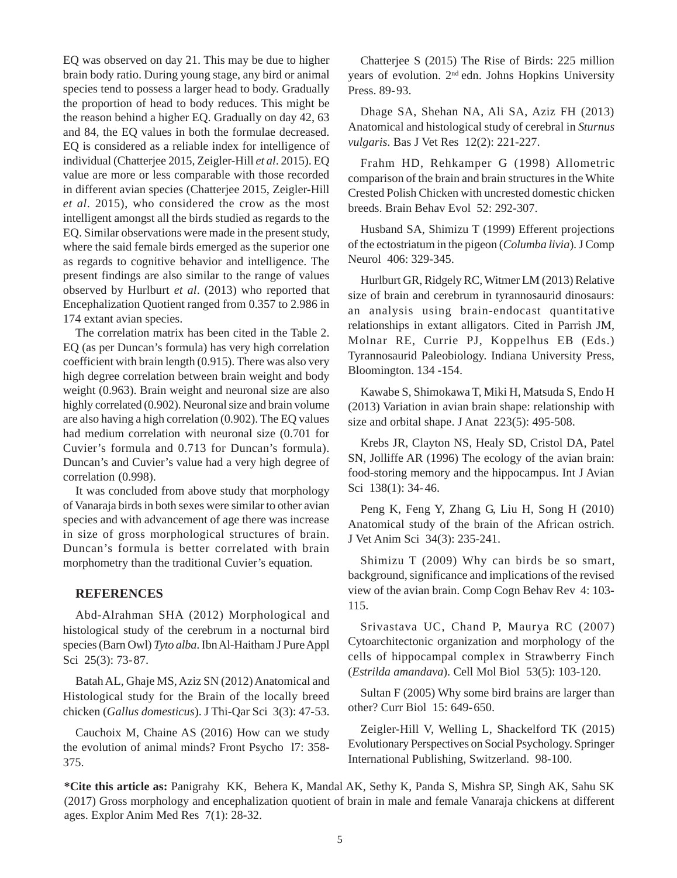EQ was observed on day 21. This may be due to higher brain body ratio. During young stage, any bird or animal species tend to possess a larger head to body. Gradually the proportion of head to body reduces. This might be the reason behind a higher EQ. Gradually on day 42, 63 and 84, the EQ values in both the formulae decreased. EQ is considered as a reliable index for intelligence of individual (Chatterjee 2015, Zeigler-Hill *et al*. 2015). EQ value are more or less comparable with those recorded in different avian species (Chatterjee 2015, Zeigler-Hill *et al*. 2015), who considered the crow as the most intelligent amongst all the birds studied as regards to the EQ. Similar observations were made in the present study, where the said female birds emerged as the superior one as regards to cognitive behavior and intelligence. The present findings are also similar to the range of values observed by Hurlburt *et al*. (2013) who reported that Encephalization Quotient ranged from 0.357 to 2.986 in 174 extant avian species.

The correlation matrix has been cited in the Table 2. EQ (as per Duncan's formula) has very high correlation coefficient with brain length (0.915). There was also very high degree correlation between brain weight and body weight (0.963). Brain weight and neuronal size are also highly correlated (0.902). Neuronal size and brain volume are also having a high correlation (0.902). The EQ values had medium correlation with neuronal size (0.701 for Cuvier's formula and 0.713 for Duncan's formula). Duncan's and Cuvier's value had a very high degree of correlation (0.998).

It was concluded from above study that morphology of Vanaraja birds in both sexes were similar to other avian species and with advancement of age there was increase in size of gross morphological structures of brain. Duncan's formula is better correlated with brain morphometry than the traditional Cuvier's equation.

## REFERENCES

Abd-Alrahman SHA (2012) Morphological and histological study of the cerebrum in a nocturnal bird species (Barn Owl) *Tyto alba*. Ibn Al-Haitham J Pure Appl Sci 25(3): 73-87.

Batah AL, Ghaje MS, Aziz SN (2012) Anatomical and Histological study for the Brain of the locally breed chicken (*Gallus domesticus*). J Thi-Qar Sci 3(3): 47-53.

Cauchoix M, Chaine AS (2016) How can we study the evolution of animal minds? Front Psycho l7: 358-375.

Chatterjee S (2015) The Rise of Birds: 225 million years of evolution. 2nd edn. Johns Hopkins University Press. 89-93.

Dhage SA, Shehan NA, Ali SA, Aziz FH (2013) Anatomical and histological study of cerebral in *Sturnus vulgaris*. Bas J Vet Res 12(2): 221-227.

Frahm HD, Rehkamper G (1998) Allometric comparison of the brain and brain structures in the White Crested Polish Chicken with uncrested domestic chicken breeds. Brain Behav Evol 52: 292-307.

Husband SA, Shimizu T (1999) Efferent projections of the ectostriatum in the pigeon (*Columba livia*). J Comp Neurol 406: 329-345.

Hurlburt GR, Ridgely RC, Witmer LM (2013) Relative size of brain and cerebrum in tyrannosaurid dinosaurs: an analysis using brain-endocast quantitative relationships in extant alligators. Cited in Parrish JM, Molnar RE, Currie PJ, Koppelhus EB (Eds.) Tyrannosaurid Paleobiology. Indiana University Press, Bloomington. 134 -154.

Kawabe S, Shimokawa T, Miki H, Matsuda S, Endo H (2013) Variation in avian brain shape: relationship with size and orbital shape. J Anat 223(5): 495-508.

Krebs JR, Clayton NS, Healy SD, Cristol DA, Patel SN, Jolliffe AR (1996) The ecology of the avian brain: food-storing memory and the hippocampus. Int J Avian Sci 138(1): 34-46.

Peng K, Feng Y, Zhang G, Liu H, Song H (2010) Anatomical study of the brain of the African ostrich. J Vet Anim Sci 34(3): 235-241.

Shimizu T (2009) Why can birds be so smart, background, significance and implications of the revised view of the avian brain. Comp Cogn Behav Rev 4: 103-115.

Srivastava UC, Chand P, Maurya RC (2007) Cytoarchitectonic organization and morphology of the cells of hippocampal complex in Strawberry Finch (*Estrilda amandava*). Cell Mol Biol 53(5): 103-120.

Sultan F (2005) Why some bird brains are larger than other? Curr Biol 15: 649-650.

Zeigler-Hill V, Welling L, Shackelford TK (2015) Evolutionary Perspectives on Social Psychology. Springer International Publishing, Switzerland. 98-100.

**\*Cite this article as:** Panigrahy KK, Behera K, Mandal AK, Sethy K, Panda S, Mishra SP, Singh AK, Sahu SK (2017) Gross morphology and encephalization quotient of brain in male and female Vanaraja chickens at different ages. Explor Anim Med Res 7(1): 28-32.